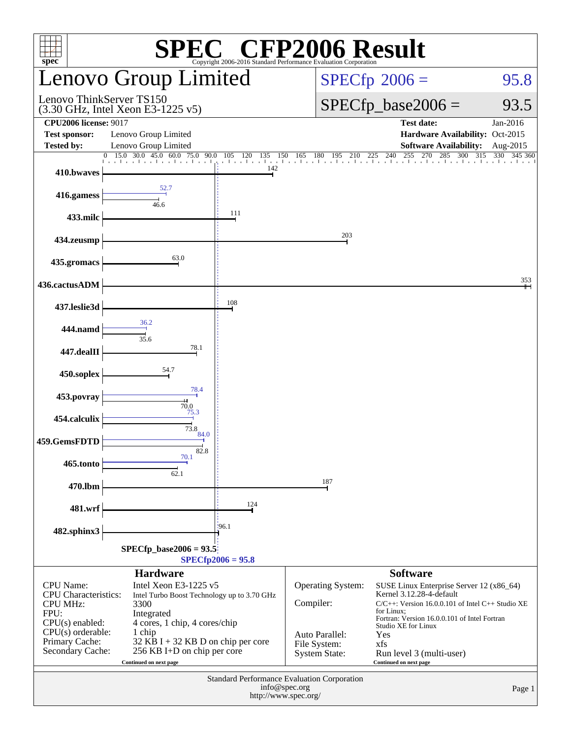# SPEC CFP2006 Result

Copyright 2006-2016 Standard Performance Evaluation Corporation

## Lenovo Group Limited

Lenovo ThinkServer TS150
(3.30 GHz, Intel Xeon E3-1225 v5)

SPECfp 2006 = 95.8

SPECfp_base2006 = 93.5

| | | | |
|---|---|---|---|
| **CPU2006 license:** 9017 | | **Test date:** | Jan-2016 |
| **Test sponsor:** | Lenovo Group Limited | **Hardware Availability:** | Oct-2015 |
| **Tested by:** | Lenovo Group Limited | **Software Availability:** | Aug-2015 |

| Benchmark | Base | Peak |
|---|---|---|
| 410.bwaves | 142 | 142 |
| 416.gamess | 46.6 | 52.7 |
| 433.milc | 111 | 111 |
| 434.zeusmp | 203 | 203 |
| 435.gromacs | 63.0 | 63.0 |
| 436.cactusADM | 353 | 353 |
| 437.leslie3d | 108 | 108 |
| 444.namd | 35.6 | 36.2 |
| 447.dealII | 78.1 | 78.1 |
| 450.soplex | 54.7 | 54.7 |
| 453.povray | 70.0 | 78.4 |
| 454.calculix | 73.8 | 75.3 |
| 459.GemsFDTD | 82.8 | 84.0 |
| 465.tonto | 62.1 | 70.1 |
| 470.lbm | 187 | 187 |
| 481.wrf | 124 | 124 |
| 482.sphinx3 | 96.1 | 96.1 |

SPECfp_base2006 = 93.5

SPECfp2006 = 95.8

### Hardware

| | |
|---|---|
| CPU Name: | Intel Xeon E3-1225 v5 |
| CPU Characteristics: | Intel Turbo Boost Technology up to 3.70 GHz |
| CPU MHz: | 3300 |
| FPU: | Integrated |
| CPU(s) enabled: | 4 cores, 1 chip, 4 cores/chip |
| CPU(s) orderable: | 1 chip |
| Primary Cache: | 32 KB I + 32 KB D on chip per core |
| Secondary Cache: | 256 KB I+D on chip per core |

Continued on next page

### Software

| | |
|---|---|
| Operating System: | SUSE Linux Enterprise Server 12 (x86_64) Kernel 3.12.28-4-default |
| Compiler: | C/C++: Version 16.0.0.101 of Intel C++ Studio XE for Linux; Fortran: Version 16.0.0.101 of Intel Fortran Studio XE for Linux |
| Auto Parallel: | Yes |
| File System: | xfs |
| System State: | Run level 3 (multi-user) |

Continued on next page

Standard Performance Evaluation Corporation
info@spec.org
http://www.spec.org/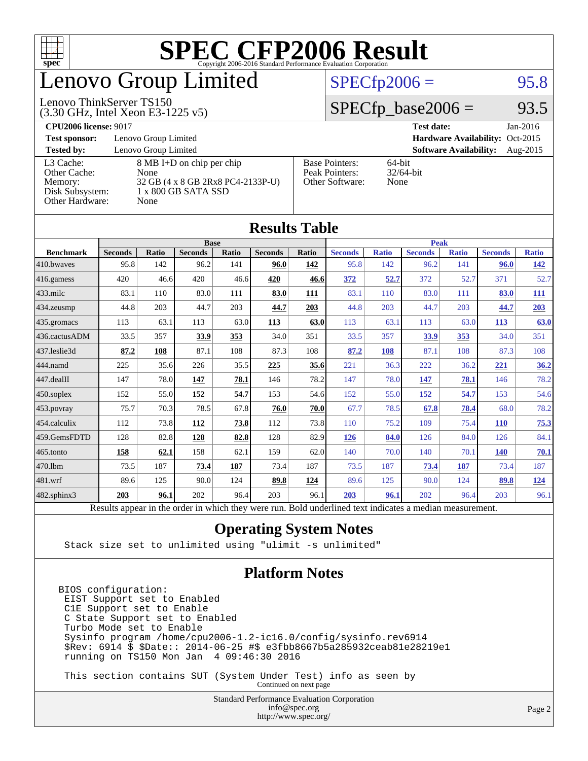# SPEC CFP2006 Result

Copyright 2006-2016 Standard Performance Evaluation Corporation

# Lenovo Group Limited

Lenovo ThinkServer TS150
(3.30 GHz, Intel Xeon E3-1225 v5)

SPECfp2006 = 95.8

SPECfp_base2006 = 93.5

**CPU2006 license:** 9017
**Test sponsor:** Lenovo Group Limited
**Tested by:** Lenovo Group Limited

**Test date:** Jan-2016
**Hardware Availability:** Oct-2015
**Software Availability:** Aug-2015

| | |
|---|---|
| L3 Cache: | 8 MB I+D on chip per chip |
| Other Cache: | None |
| Memory: | 32 GB (4 x 8 GB 2Rx8 PC4-2133P-U) |
| Disk Subsystem: | 1 x 800 GB SATA SSD |
| Other Hardware: | None |

| | |
|---|---|
| Base Pointers: | 64-bit |
| Peak Pointers: | 32/64-bit |
| Other Software: | None |

## Results Table

| | Base | | | | | | Peak | | | | | |
|---|---|---|---|---|---|---|---|---|---|---|---|---|
| **Benchmark** | **Seconds** | **Ratio** | **Seconds** | **Ratio** | **Seconds** | **Ratio** | **Seconds** | **Ratio** | **Seconds** | **Ratio** | **Seconds** | **Ratio** |
| 410.bwaves | 95.8 | 142 | 96.2 | 141 | **96.0** | **142** | 95.8 | 142 | 96.2 | 141 | **96.0** | **142** |
| 416.gamess | 420 | 46.6 | 420 | 46.6 | **420** | **46.6** | **372** | **52.7** | 372 | 52.7 | 371 | 52.7 |
| 433.milc | 83.1 | 110 | 83.0 | 111 | **83.0** | **111** | 83.1 | 110 | 83.0 | 111 | **83.0** | **111** |
| 434.zeusmp | 44.8 | 203 | 44.7 | 203 | **44.7** | **203** | 44.8 | 203 | 44.7 | 203 | **44.7** | **203** |
| 435.gromacs | 113 | 63.1 | 113 | 63.0 | **113** | **63.0** | 113 | 63.1 | 113 | 63.0 | **113** | **63.0** |
| 436.cactusADM | 33.5 | 357 | **33.9** | **353** | 34.0 | 351 | 33.5 | 357 | **33.9** | **353** | 34.0 | 351 |
| 437.leslie3d | **87.2** | **108** | 87.1 | 108 | 87.3 | 108 | **87.2** | **108** | 87.1 | 108 | 87.3 | 108 |
| 444.namd | 225 | 35.6 | 226 | 35.5 | **225** | **35.6** | 221 | 36.3 | 222 | 36.2 | **221** | **36.2** |
| 447.dealII | 147 | 78.0 | **147** | **78.1** | 146 | 78.2 | 147 | 78.0 | **147** | **78.1** | 146 | 78.2 |
| 450.soplex | 152 | 55.0 | **152** | **54.7** | 153 | 54.6 | 152 | 55.0 | **152** | **54.7** | 153 | 54.6 |
| 453.povray | 75.7 | 70.3 | 78.5 | 67.8 | **76.0** | **70.0** | 67.7 | 78.5 | **67.8** | **78.4** | 68.0 | 78.2 |
| 454.calculix | 112 | 73.8 | **112** | **73.8** | 112 | 73.8 | 110 | 75.2 | 109 | 75.4 | **110** | **75.3** |
| 459.GemsFDTD | 128 | 82.8 | **128** | **82.8** | 128 | 82.9 | **126** | **84.0** | 126 | 84.0 | 126 | 84.1 |
| 465.tonto | **158** | **62.1** | 158 | 62.1 | 159 | 62.0 | 140 | 70.0 | 140 | 70.1 | **140** | **70.1** |
| 470.lbm | 73.5 | 187 | **73.4** | **187** | 73.4 | 187 | 73.5 | 187 | **73.4** | **187** | 73.4 | 187 |
| 481.wrf | 89.6 | 125 | 90.0 | 124 | **89.8** | **124** | 89.6 | 125 | 90.0 | 124 | **89.8** | **124** |
| 482.sphinx3 | **203** | **96.1** | 202 | 96.4 | 203 | 96.1 | **203** | **96.1** | 202 | 96.4 | 203 | 96.1 |

Results appear in the order in which they were run. Bold underlined text indicates a median measurement.

## Operating System Notes

```
Stack size set to unlimited using "ulimit -s unlimited"
```

## Platform Notes

```
BIOS configuration:
 EIST Support set to Enabled
 C1E Support set to Enable
 C State Support set to Enabled
 Turbo Mode set to Enable
 Sysinfo program /home/cpu2006-1.2-ic16.0/config/sysinfo.rev6914
 $Rev: 6914 $ $Date:: 2014-06-25 #$ e3fbb8667b5a285932ceab81e28219e1
 running on TS150 Mon Jan  4 09:46:30 2016

 This section contains SUT (System Under Test) info as seen by
```

Continued on next page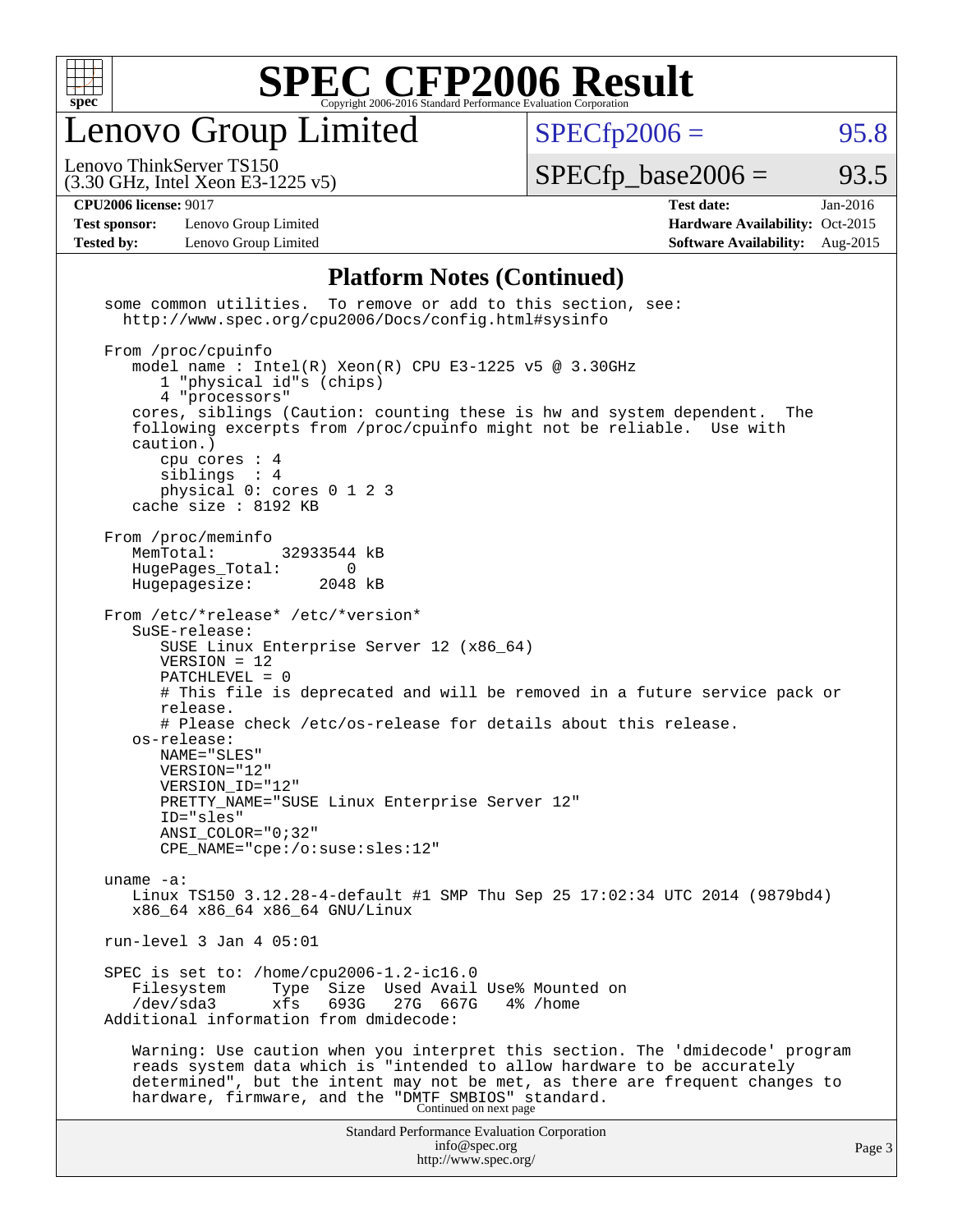# Lenovo Group Limited

Lenovo ThinkServer TS150
(3.30 GHz, Intel Xeon E3-1225 v5)

SPECfp2006 = 95.8

SPECfp_base2006 = 93.5

**CPU2006 license:** 9017
**Test sponsor:** Lenovo Group Limited
**Tested by:** Lenovo Group Limited

**Test date:** Jan-2016
**Hardware Availability:** Oct-2015
**Software Availability:** Aug-2015

## Platform Notes (Continued)

```
some common utilities.  To remove or add to this section, see:
  http://www.spec.org/cpu2006/Docs/config.html#sysinfo

From /proc/cpuinfo
   model name : Intel(R) Xeon(R) CPU E3-1225 v5 @ 3.30GHz
      1 "physical id"s (chips)
      4 "processors"
   cores, siblings (Caution: counting these is hw and system dependent.  The
   following excerpts from /proc/cpuinfo might not be reliable.  Use with
   caution.)
      cpu cores : 4
      siblings  : 4
      physical 0: cores 0 1 2 3
   cache size : 8192 KB

From /proc/meminfo
   MemTotal:       32933544 kB
   HugePages_Total:       0
   Hugepagesize:       2048 kB

From /etc/*release* /etc/*version*
   SuSE-release:
      SUSE Linux Enterprise Server 12 (x86_64)
      VERSION = 12
      PATCHLEVEL = 0
      # This file is deprecated and will be removed in a future service pack or
      release.
      # Please check /etc/os-release for details about this release.
   os-release:
      NAME="SLES"
      VERSION="12"
      VERSION_ID="12"
      PRETTY_NAME="SUSE Linux Enterprise Server 12"
      ID="sles"
      ANSI_COLOR="0;32"
      CPE_NAME="cpe:/o:suse:sles:12"

uname -a:
   Linux TS150 3.12.28-4-default #1 SMP Thu Sep 25 17:02:34 UTC 2014 (9879bd4)
   x86_64 x86_64 x86_64 GNU/Linux

run-level 3 Jan 4 05:01

SPEC is set to: /home/cpu2006-1.2-ic16.0
   Filesystem     Type  Size  Used Avail Use% Mounted on
   /dev/sda3      xfs   693G   27G  667G   4% /home
Additional information from dmidecode:

   Warning: Use caution when you interpret this section. The 'dmidecode' program
   reads system data which is "intended to allow hardware to be accurately
   determined", but the intent may not be met, as there are frequent changes to
   hardware, firmware, and the "DMTF SMBIOS" standard.
```

Continued on next page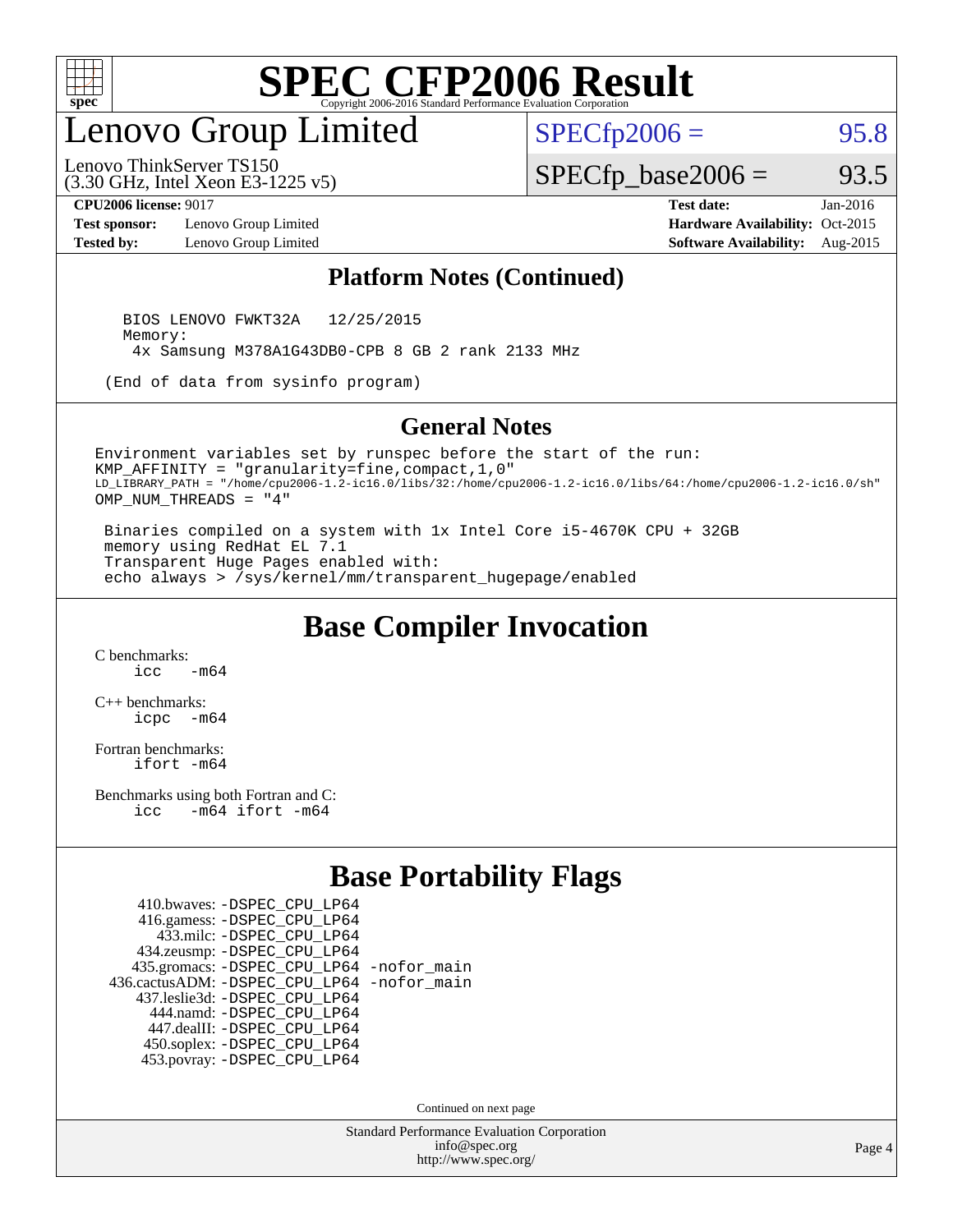# Lenovo Group Limited

Lenovo ThinkServer TS150
(3.30 GHz, Intel Xeon E3-1225 v5)

SPECfp2006 = 95.8

SPECfp_base2006 = 93.5

**CPU2006 license:** 9017
**Test sponsor:** Lenovo Group Limited
**Tested by:** Lenovo Group Limited

**Test date:** Jan-2016
**Hardware Availability:** Oct-2015
**Software Availability:** Aug-2015

## Platform Notes (Continued)

```
BIOS LENOVO FWKT32A   12/25/2015
Memory:
  4x Samsung M378A1G43DB0-CPB 8 GB 2 rank 2133 MHz

(End of data from sysinfo program)
```

## General Notes

```
Environment variables set by runspec before the start of the run:
KMP_AFFINITY = "granularity=fine,compact,1,0"
LD_LIBRARY_PATH = "/home/cpu2006-1.2-ic16.0/libs/32:/home/cpu2006-1.2-ic16.0/libs/64:/home/cpu2006-1.2-ic16.0/sh"
OMP_NUM_THREADS = "4"

 Binaries compiled on a system with 1x Intel Core i5-4670K CPU + 32GB
 memory using RedHat EL 7.1
 Transparent Huge Pages enabled with:
 echo always > /sys/kernel/mm/transparent_hugepage/enabled
```

## Base Compiler Invocation

C benchmarks:
```
icc   -m64
```

C++ benchmarks:
```
icpc  -m64
```

Fortran benchmarks:
```
ifort -m64
```

Benchmarks using both Fortran and C:
```
icc   -m64 ifort -m64
```

## Base Portability Flags

```
     410.bwaves: -DSPEC_CPU_LP64
     416.gamess: -DSPEC_CPU_LP64
       433.milc: -DSPEC_CPU_LP64
     434.zeusmp: -DSPEC_CPU_LP64
    435.gromacs: -DSPEC_CPU_LP64 -nofor_main
 436.cactusADM: -DSPEC_CPU_LP64 -nofor_main
   437.leslie3d: -DSPEC_CPU_LP64
       444.namd: -DSPEC_CPU_LP64
     447.dealII: -DSPEC_CPU_LP64
     450.soplex: -DSPEC_CPU_LP64
     453.povray: -DSPEC_CPU_LP64
```

Continued on next page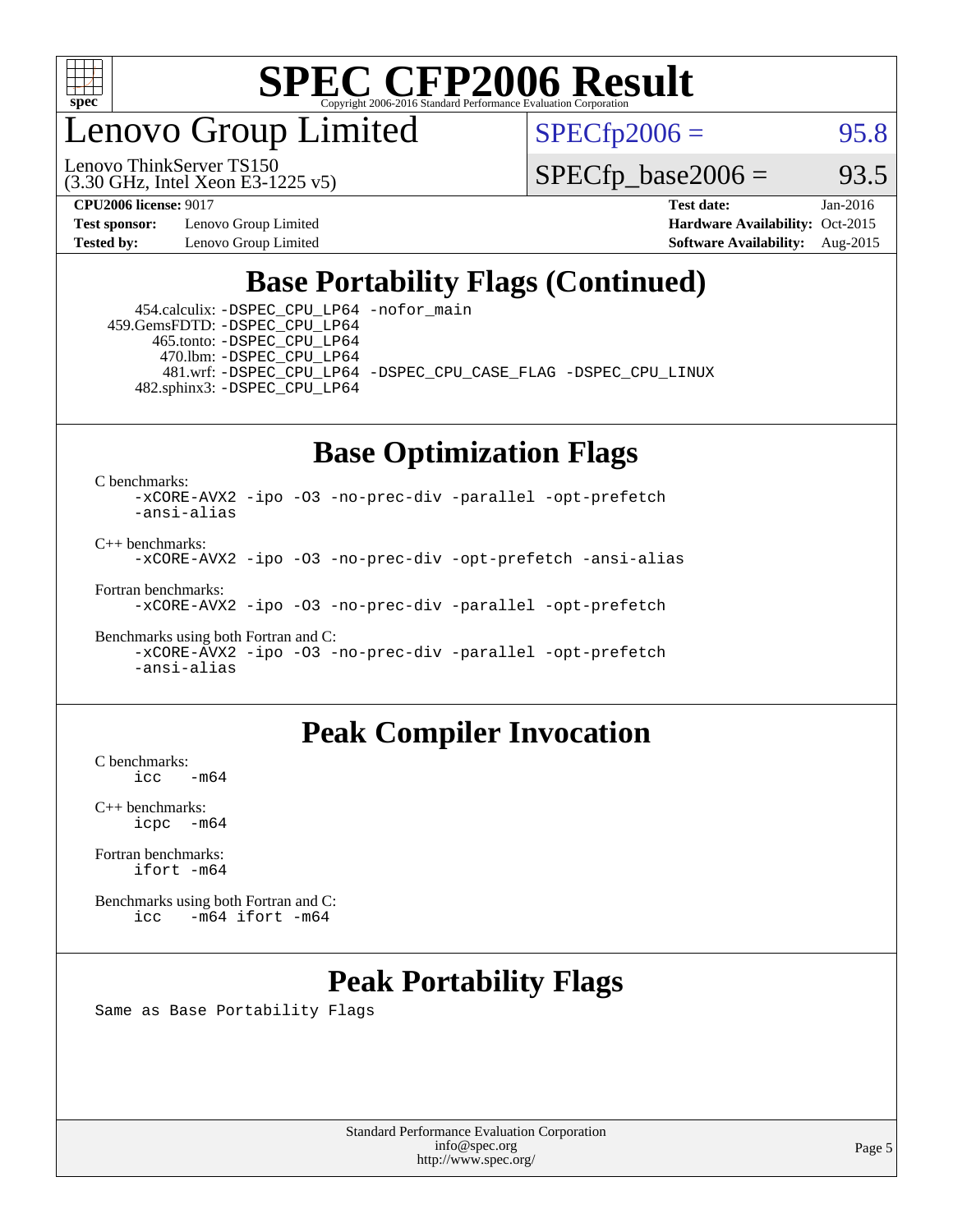# Lenovo Group Limited

Lenovo ThinkServer TS150
(3.30 GHz, Intel Xeon E3-1225 v5)

SPECfp2006 = 95.8

SPECfp_base2006 = 93.5

**CPU2006 license:** 9017
**Test sponsor:** Lenovo Group Limited
**Tested by:** Lenovo Group Limited
**Test date:** Jan-2016
**Hardware Availability:** Oct-2015
**Software Availability:** Aug-2015

## Base Portability Flags (Continued)

454.calculix: -DSPEC_CPU_LP64 -nofor_main
459.GemsFDTD: -DSPEC_CPU_LP64
465.tonto: -DSPEC_CPU_LP64
470.lbm: -DSPEC_CPU_LP64
481.wrf: -DSPEC_CPU_LP64 -DSPEC_CPU_CASE_FLAG -DSPEC_CPU_LINUX
482.sphinx3: -DSPEC_CPU_LP64

## Base Optimization Flags

C benchmarks:
```
-xCORE-AVX2 -ipo -O3 -no-prec-div -parallel -opt-prefetch
-ansi-alias
```

C++ benchmarks:
```
-xCORE-AVX2 -ipo -O3 -no-prec-div -opt-prefetch -ansi-alias
```

Fortran benchmarks:
```
-xCORE-AVX2 -ipo -O3 -no-prec-div -parallel -opt-prefetch
```

Benchmarks using both Fortran and C:
```
-xCORE-AVX2 -ipo -O3 -no-prec-div -parallel -opt-prefetch
-ansi-alias
```

## Peak Compiler Invocation

C benchmarks:
```
icc   -m64
```

C++ benchmarks:
```
icpc  -m64
```

Fortran benchmarks:
```
ifort -m64
```

Benchmarks using both Fortran and C:
```
icc   -m64 ifort -m64
```

## Peak Portability Flags

Same as Base Portability Flags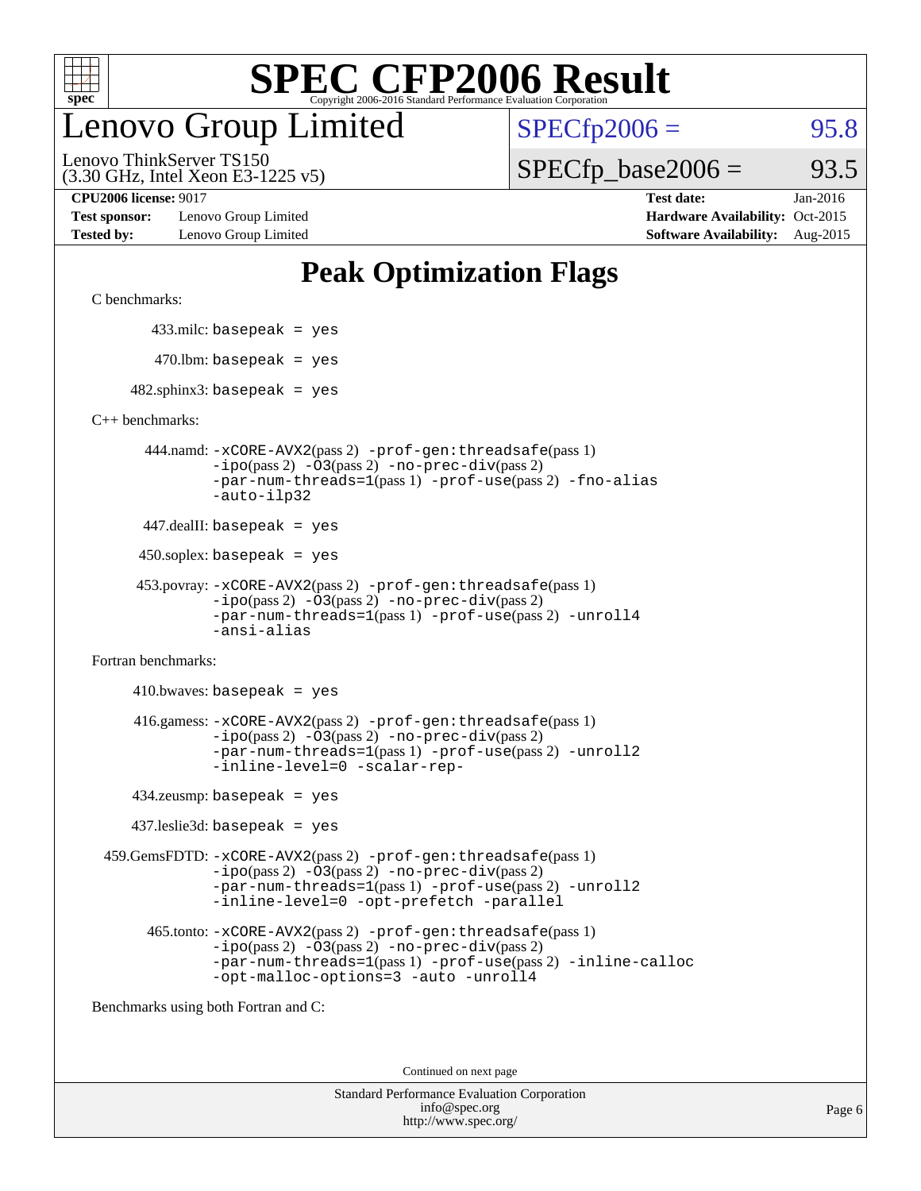# SPEC CFP2006 Result

Copyright 2006-2016 Standard Performance Evaluation Corporation

# Lenovo Group Limited

Lenovo ThinkServer TS150
(3.30 GHz, Intel Xeon E3-1225 v5)

SPECfp2006 = 95.8

SPECfp_base2006 = 93.5

| | | | |
|---|---|---|---|
| **CPU2006 license:** 9017 | | **Test date:** | Jan-2016 |
| **Test sponsor:** | Lenovo Group Limited | **Hardware Availability:** | Oct-2015 |
| **Tested by:** | Lenovo Group Limited | **Software Availability:** | Aug-2015 |

## Peak Optimization Flags

C benchmarks:

433.milc: `basepeak = yes`

470.lbm: `basepeak = yes`

482.sphinx3: `basepeak = yes`

C++ benchmarks:

444.namd: `-xCORE-AVX2`(pass 2) `-prof-gen:threadsafe`(pass 1) `-ipo`(pass 2) `-O3`(pass 2) `-no-prec-div`(pass 2) `-par-num-threads=1`(pass 1) `-prof-use`(pass 2) `-fno-alias` `-auto-ilp32`

447.dealII: `basepeak = yes`

450.soplex: `basepeak = yes`

453.povray: `-xCORE-AVX2`(pass 2) `-prof-gen:threadsafe`(pass 1) `-ipo`(pass 2) `-O3`(pass 2) `-no-prec-div`(pass 2) `-par-num-threads=1`(pass 1) `-prof-use`(pass 2) `-unroll4` `-ansi-alias`

Fortran benchmarks:

410.bwaves: `basepeak = yes`

416.gamess: `-xCORE-AVX2`(pass 2) `-prof-gen:threadsafe`(pass 1) `-ipo`(pass 2) `-O3`(pass 2) `-no-prec-div`(pass 2) `-par-num-threads=1`(pass 1) `-prof-use`(pass 2) `-unroll2` `-inline-level=0` `-scalar-rep-`

434.zeusmp: `basepeak = yes`

437.leslie3d: `basepeak = yes`

459.GemsFDTD: `-xCORE-AVX2`(pass 2) `-prof-gen:threadsafe`(pass 1) `-ipo`(pass 2) `-O3`(pass 2) `-no-prec-div`(pass 2) `-par-num-threads=1`(pass 1) `-prof-use`(pass 2) `-unroll2` `-inline-level=0` `-opt-prefetch` `-parallel`

465.tonto: `-xCORE-AVX2`(pass 2) `-prof-gen:threadsafe`(pass 1) `-ipo`(pass 2) `-O3`(pass 2) `-no-prec-div`(pass 2) `-par-num-threads=1`(pass 1) `-prof-use`(pass 2) `-inline-calloc` `-opt-malloc-options=3` `-auto` `-unroll4`

Benchmarks using both Fortran and C:

Continued on next page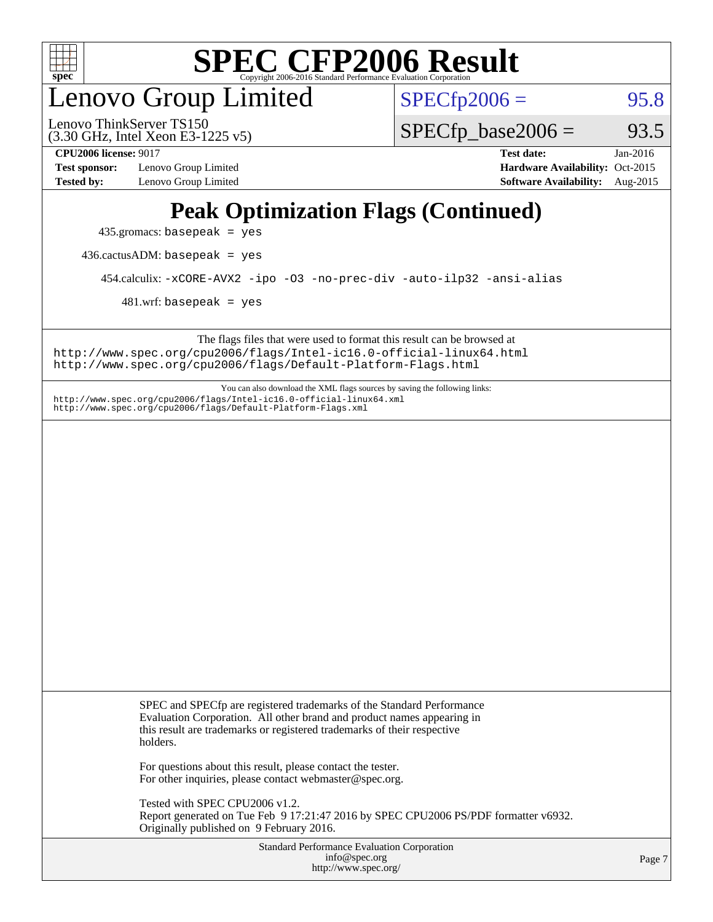# Peak Optimization Flags (Continued)

435.gromacs: basepeak = yes

436.cactusADM: basepeak = yes

454.calculix: -xCORE-AVX2 -ipo -O3 -no-prec-div -auto-ilp32 -ansi-alias

481.wrf: basepeak = yes

The flags files that were used to format this result can be browsed at
http://www.spec.org/cpu2006/flags/Intel-ic16.0-official-linux64.html
http://www.spec.org/cpu2006/flags/Default-Platform-Flags.html

You can also download the XML flags sources by saving the following links:
http://www.spec.org/cpu2006/flags/Intel-ic16.0-official-linux64.xml
http://www.spec.org/cpu2006/flags/Default-Platform-Flags.xml

SPEC and SPECfp are registered trademarks of the Standard Performance Evaluation Corporation. All other brand and product names appearing in this result are trademarks or registered trademarks of their respective holders.

For questions about this result, please contact the tester.
For other inquiries, please contact webmaster@spec.org.

Tested with SPEC CPU2006 v1.2.
Report generated on Tue Feb 9 17:21:47 2016 by SPEC CPU2006 PS/PDF formatter v6932.
Originally published on 9 February 2016.